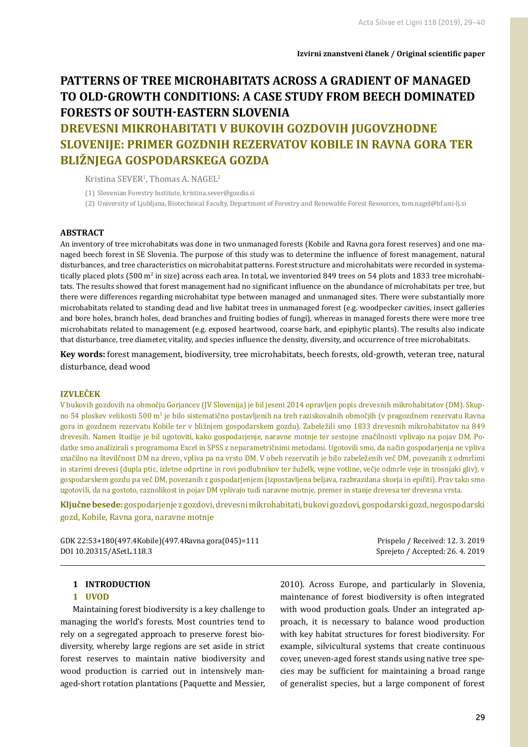**Izvirni znanstveni članek / Original scientific paper**

# PATTERNS OF TREE MICROHABITATS ACROSS A GRADIENT OF MANAGED TO OLD-GROWTH CONDITIONS: A CASE STUDY FROM BEECH DOMINATED FORESTS OF SOUTH-EASTERN SLOVENIA

# DREVESNI MIKROHABITATI V BUKOVIH GOZDOVIH JUGOVZHODNE SLOVENIJE: PRIMER GOZDNIH REZERVATOV KOBILE IN RAVNA GORA TER BLIŽNJEGA GOSPODARSKEGA GOZDA

Kristina SEVER[1], Thomas A. NAGEL[2]

(1) Slovenian Forestry Institute, kristina.sever@gozdis.si

(2) University of Ljubljana, Biotechnical Faculty, Department of Forestry and Renewable Forest Resources, tom.nagel@bf.uni-lj.si

## ABSTRACT

An inventory of tree microhabitats was done in two unmanaged forests (Kobile and Ravna gora forest reserves) and one managed beech forest in SE Slovenia. The purpose of this study was to determine the influence of forest management, natural disturbances, and tree characteristics on microhabitat patterns. Forest structure and microhabitats were recorded in systematically placed plots (500 m$^2$ in size) across each area. In total, we inventoried 849 trees on 54 plots and 1833 tree microhabitats. The results showed that forest management had no significant influence on the abundance of microhabitats per tree, but there were differences regarding microhabitat type between managed and unmanaged sites. There were substantially more microhabitats related to standing dead and live habitat trees in unmanaged forest (e.g. woodpecker cavities, insect galleries and bore holes, branch holes, dead branches and fruiting bodies of fungi), whereas in managed forests there were more tree microhabitats related to management (e.g. exposed heartwood, coarse bark, and epiphytic plants). The results also indicate that disturbance, tree diameter, vitality, and species influence the density, diversity, and occurrence of tree microhabitats.

**Key words:** forest management, biodiversity, tree microhabitats, beech forests, old-growth, veteran tree, natural disturbance, dead wood

## IZVLEČEK

V bukovih gozdovih na območju Gorjancev (JV Slovenija) je bil jeseni 2014 opravljen popis drevesnih mikrohabitatov (DM). Skupno 54 ploskev velikosti 500 m$^2$ je bilo sistematično postavljenih na treh raziskovalnih območjih (v pragozdnem rezervatu Ravna gora in gozdnem rezervatu Kobile ter v bližnjem gospodarskem gozdu). Zabeležili smo 1833 drevesnih mikrohabitatov na 849 drevesih. Namen študije je bil ugotoviti, kako gospodarjenje, naravne motnje ter sestojne značilnosti vplivajo na pojav DM. Podatke smo analizirali s programoma Excel in SPSS z neparametričnimi metodami. Ugotovili smo, da način gospodarjenja ne vpliva značilno na številčnost DM na drevo, vpliva pa na vrsto DM. V obeh rezervatih je bilo zabeleženih več DM, povezanih z odmrlimi in starimi drevesi (dupla ptic, izletne odprtine in rovi podlubnikov ter žuželk, vejne votline, večje odmrle veje in trosnjaki gliv), v gospodarskem gozdu pa več DM, povezanih z gospodarjenjem (izpostavljena beljava, razbrazdana skorja in epifiti). Prav tako smo ugotovili, da na gostoto, raznolikost in pojav DM vplivajo tudi naravne motnje, premer in stanje drevesa ter drevesna vrsta.

**Ključne besede:** gospodarjenje z gozdovi, drevesni mikrohabitati, bukovi gozdovi, gospodarski gozd, negospodarski gozd, Kobile, Ravna gora, naravne motnje

GDK 22:53+180(497.4Kobile)(497.4Ravna gora(045)=111

DOI 10.20315/ASetL.118.3

Prispelo / Received: 12. 3. 2019

Sprejeto / Accepted: 26. 4. 2019

## 1 INTRODUCTION

## 1 UVOD

Maintaining forest biodiversity is a key challenge to managing the world's forests. Most countries tend to rely on a segregated approach to preserve forest biodiversity, whereby large regions are set aside in strict forest reserves to maintain native biodiversity and wood production is carried out in intensively managed-short rotation plantations (Paquette and Messier, 2010). Across Europe, and particularly in Slovenia, maintenance of forest biodiversity is often integrated with wood production goals. Under an integrated approach, it is necessary to balance wood production with key habitat structures for forest biodiversity. For example, silvicultural systems that create continuous cover, uneven-aged forest stands using native tree species may be sufficient for maintaining a broad range of generalist species, but a large component of forest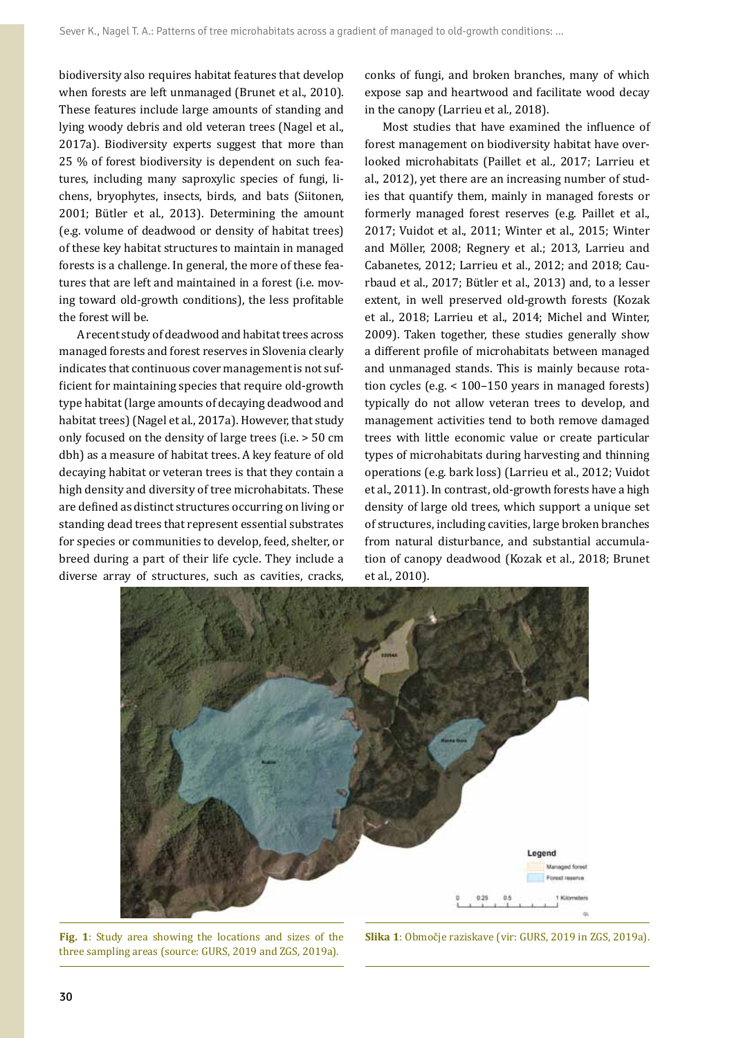biodiversity also requires habitat features that develop when forests are left unmanaged (Brunet et al., 2010). These features include large amounts of standing and lying woody debris and old veteran trees (Nagel et al., 2017a). Biodiversity experts suggest that more than 25 % of forest biodiversity is dependent on such features, including many saproxylic species of fungi, lichens, bryophytes, insects, birds, and bats (Siitonen, 2001; Bütler et al., 2013). Determining the amount (e.g. volume of deadwood or density of habitat trees) of these key habitat structures to maintain in managed forests is a challenge. In general, the more of these features that are left and maintained in a forest (i.e. moving toward old-growth conditions), the less profitable the forest will be.

A recent study of deadwood and habitat trees across managed forests and forest reserves in Slovenia clearly indicates that continuous cover management is not sufficient for maintaining species that require old-growth type habitat (large amounts of decaying deadwood and habitat trees) (Nagel et al., 2017a). However, that study only focused on the density of large trees (i.e. > 50 cm dbh) as a measure of habitat trees. A key feature of old decaying habitat or veteran trees is that they contain a high density and diversity of tree microhabitats. These are defined as distinct structures occurring on living or standing dead trees that represent essential substrates for species or communities to develop, feed, shelter, or breed during a part of their life cycle. They include a diverse array of structures, such as cavities, cracks, conks of fungi, and broken branches, many of which expose sap and heartwood and facilitate wood decay in the canopy (Larrieu et al., 2018).

Most studies that have examined the influence of forest management on biodiversity habitat have overlooked microhabitats (Paillet et al., 2017; Larrieu et al., 2012), yet there are an increasing number of studies that quantify them, mainly in managed forests or formerly managed forest reserves (e.g. Paillet et al., 2017; Vuidot et al., 2011; Winter et al., 2015; Winter and Möller, 2008; Regnery et al.; 2013, Larrieu and Cabanetes, 2012; Larrieu et al., 2012; and 2018; Caurbaud et al., 2017; Bütler et al., 2013) and, to a lesser extent, in well preserved old-growth forests (Kozak et al., 2018; Larrieu et al., 2014; Michel and Winter, 2009). Taken together, these studies generally show a different profile of microhabitats between managed and unmanaged stands. This is mainly because rotation cycles (e.g. < 100–150 years in managed forests) typically do not allow veteran trees to develop, and management activities tend to both remove damaged trees with little economic value or create particular types of microhabitats during harvesting and thinning operations (e.g. bark loss) (Larrieu et al., 2012; Vuidot et al., 2011). In contrast, old-growth forests have a high density of large old trees, which support a unique set of structures, including cavities, large broken branches from natural disturbance, and substantial accumulation of canopy deadwood (Kozak et al., 2018; Brunet et al., 2010).

**Fig. 1**: Study area showing the locations and sizes of the three sampling areas (source: GURS, 2019 and ZGS, 2019a).

**Slika 1**: Območje raziskave (vir: GURS, 2019 in ZGS, 2019a).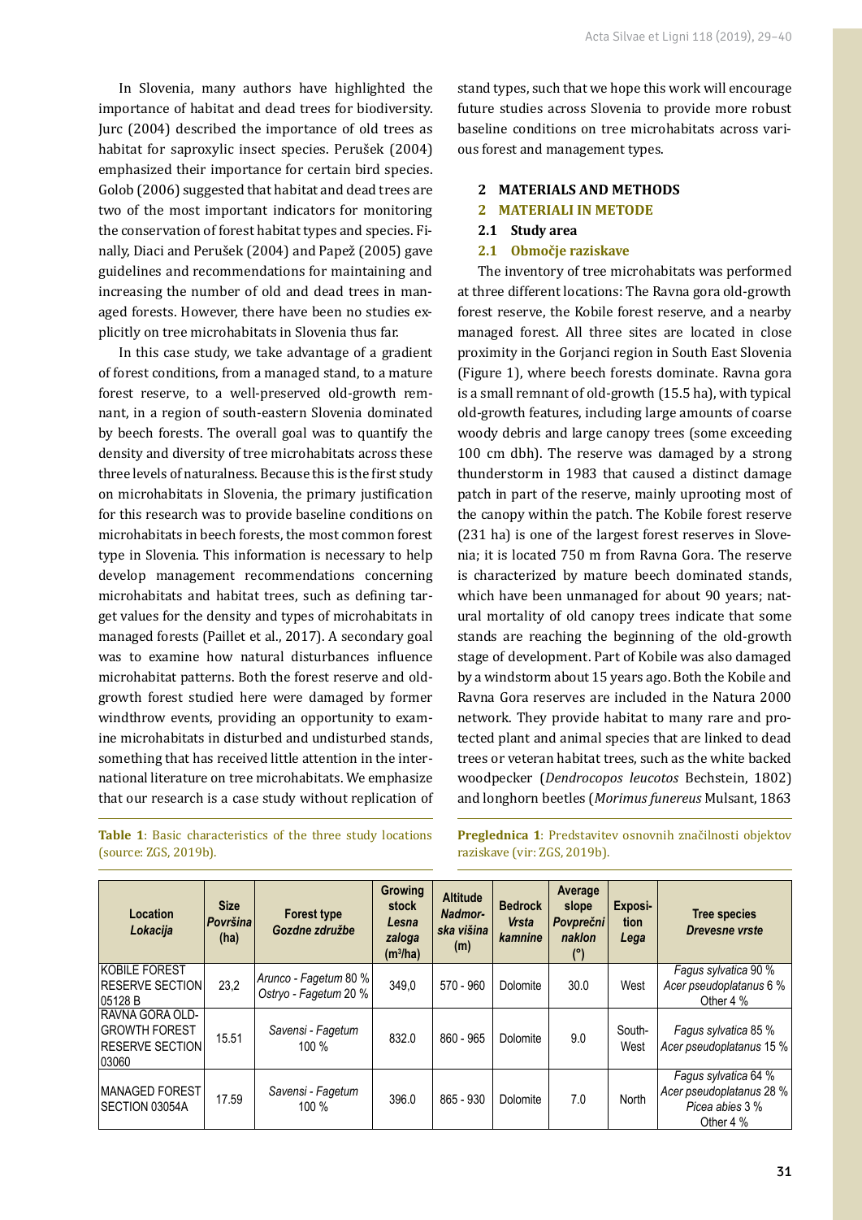In Slovenia, many authors have highlighted the importance of habitat and dead trees for biodiversity. Jurc (2004) described the importance of old trees as habitat for saproxylic insect species. Perušek (2004) emphasized their importance for certain bird species. Golob (2006) suggested that habitat and dead trees are two of the most important indicators for monitoring the conservation of forest habitat types and species. Finally, Diaci and Perušek (2004) and Papež (2005) gave guidelines and recommendations for maintaining and increasing the number of old and dead trees in managed forests. However, there have been no studies explicitly on tree microhabitats in Slovenia thus far.

In this case study, we take advantage of a gradient of forest conditions, from a managed stand, to a mature forest reserve, to a well-preserved old-growth remnant, in a region of south-eastern Slovenia dominated by beech forests. The overall goal was to quantify the density and diversity of tree microhabitats across these three levels of naturalness. Because this is the first study on microhabitats in Slovenia, the primary justification for this research was to provide baseline conditions on microhabitats in beech forests, the most common forest type in Slovenia. This information is necessary to help develop management recommendations concerning microhabitats and habitat trees, such as defining target values for the density and types of microhabitats in managed forests (Paillet et al., 2017). A secondary goal was to examine how natural disturbances influence microhabitat patterns. Both the forest reserve and old-growth forest studied here were damaged by former windthrow events, providing an opportunity to examine microhabitats in disturbed and undisturbed stands, something that has received little attention in the international literature on tree microhabitats. We emphasize that our research is a case study without replication of stand types, such that we hope this work will encourage future studies across Slovenia to provide more robust baseline conditions on tree microhabitats across various forest and management types.

## 2 MATERIALS AND METHODS

## 2 MATERIALI IN METODE

### 2.1 Study area

### 2.1 Območje raziskave

The inventory of tree microhabitats was performed at three different locations: The Ravna gora old-growth forest reserve, the Kobile forest reserve, and a nearby managed forest. All three sites are located in close proximity in the Gorjanci region in South East Slovenia (Figure 1), where beech forests dominate. Ravna gora is a small remnant of old-growth (15.5 ha), with typical old-growth features, including large amounts of coarse woody debris and large canopy trees (some exceeding 100 cm dbh). The reserve was damaged by a strong thunderstorm in 1983 that caused a distinct damage patch in part of the reserve, mainly uprooting most of the canopy within the patch. The Kobile forest reserve (231 ha) is one of the largest forest reserves in Slovenia; it is located 750 m from Ravna Gora. The reserve is characterized by mature beech dominated stands, which have been unmanaged for about 90 years; natural mortality of old canopy trees indicate that some stands are reaching the beginning of the old-growth stage of development. Part of Kobile was also damaged by a windstorm about 15 years ago. Both the Kobile and Ravna Gora reserves are included in the Natura 2000 network. They provide habitat to many rare and protected plant and animal species that are linked to dead trees or veteran habitat trees, such as the white backed woodpecker (*Dendrocopos leucotos* Bechstein, 1802) and longhorn beetles (*Morimus funereus* Mulsant, 1863

**Table 1**: Basic characteristics of the three study locations (source: ZGS, 2019b).

**Preglednica 1**: Predstavitev osnovnih značilnosti objektov raziskave (vir: ZGS, 2019b).

| Location *Lokacija* | Size *Površina* (ha) | Forest type *Gozdne združbe* | Growing stock *Lesna zaloga* ($m^3$/ha) | Altitude *Nadmorska višina* (m) | Bedrock *Vrsta kamnine* | Average slope *Povprečni naklon* (°) | Exposition *Lega* | Tree species *Drevesne vrste* |
|---|---|---|---|---|---|---|---|---|
| KOBILE FOREST RESERVE SECTION 05128 B | 23,2 | *Arunco - Fagetum* 80 % *Ostryo - Fagetum* 20 % | 349,0 | 570 - 960 | Dolomite | 30.0 | West | *Fagus sylvatica* 90 % *Acer pseudoplatanus* 6 % Other 4 % |
| RAVNA GORA OLD-GROWTH FOREST RESERVE SECTION 03060 | 15.51 | *Savensi - Fagetum* 100 % | 832.0 | 860 - 965 | Dolomite | 9.0 | South-West | *Fagus sylvatica* 85 % *Acer pseudoplatanus* 15 % |
| MANAGED FOREST SECTION 03054A | 17.59 | *Savensi - Fagetum* 100 % | 396.0 | 865 - 930 | Dolomite | 7.0 | North | *Fagus sylvatica* 64 % *Acer pseudoplatanus* 28 % *Picea abies* 3 % Other 4 % |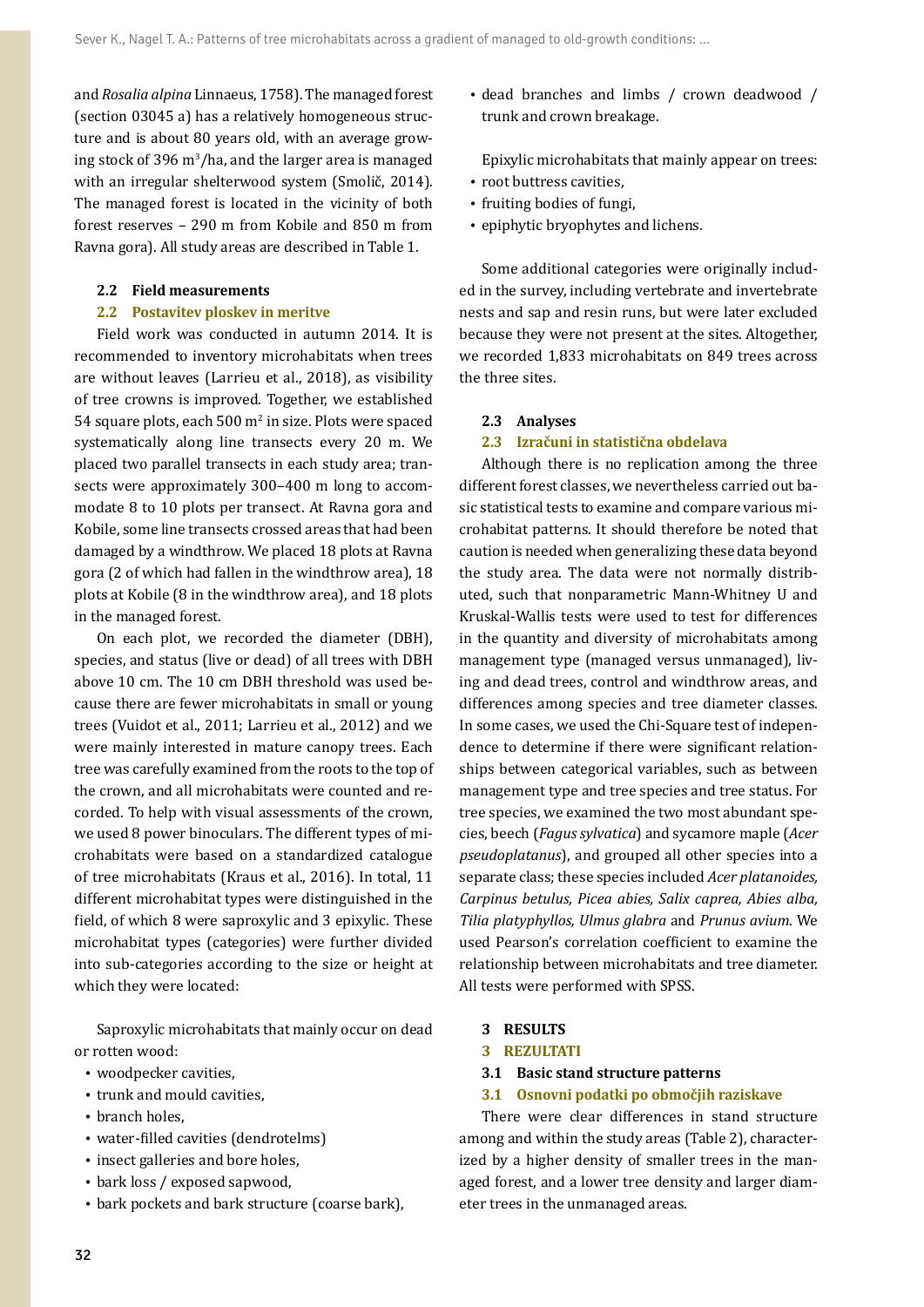and *Rosalia alpina* Linnaeus, 1758). The managed forest (section 03045 a) has a relatively homogeneous structure and is about 80 years old, with an average growing stock of 396 m$^3$/ha, and the larger area is managed with an irregular shelterwood system (Smolič, 2014). The managed forest is located in the vicinity of both forest reserves – 290 m from Kobile and 850 m from Ravna gora). All study areas are described in Table 1.

### 2.2 Field measurements

### 2.2 Postavitev ploskev in meritve

Field work was conducted in autumn 2014. It is recommended to inventory microhabitats when trees are without leaves (Larrieu et al., 2018), as visibility of tree crowns is improved. Together, we established 54 square plots, each 500 m$^2$ in size. Plots were spaced systematically along line transects every 20 m. We placed two parallel transects in each study area; transects were approximately 300–400 m long to accommodate 8 to 10 plots per transect. At Ravna gora and Kobile, some line transects crossed areas that had been damaged by a windthrow. We placed 18 plots at Ravna gora (2 of which had fallen in the windthrow area), 18 plots at Kobile (8 in the windthrow area), and 18 plots in the managed forest.

On each plot, we recorded the diameter (DBH), species, and status (live or dead) of all trees with DBH above 10 cm. The 10 cm DBH threshold was used because there are fewer microhabitats in small or young trees (Vuidot et al., 2011; Larrieu et al., 2012) and we were mainly interested in mature canopy trees. Each tree was carefully examined from the roots to the top of the crown, and all microhabitats were counted and recorded. To help with visual assessments of the crown, we used 8 power binoculars. The different types of microhabitats were based on a standardized catalogue of tree microhabitats (Kraus et al., 2016). In total, 11 different microhabitat types were distinguished in the field, of which 8 were saproxylic and 3 epixylic. These microhabitat types (categories) were further divided into sub-categories according to the size or height at which they were located:

Saproxylic microhabitats that mainly occur on dead or rotten wood:

- woodpecker cavities,
- trunk and mould cavities,
- branch holes,
- water-filled cavities (dendrotelms)
- insect galleries and bore holes,
- bark loss / exposed sapwood,
- bark pockets and bark structure (coarse bark),
- dead branches and limbs / crown deadwood / trunk and crown breakage.

Epixylic microhabitats that mainly appear on trees:

- root buttress cavities,
- fruiting bodies of fungi,
- epiphytic bryophytes and lichens.

Some additional categories were originally included in the survey, including vertebrate and invertebrate nests and sap and resin runs, but were later excluded because they were not present at the sites. Altogether, we recorded 1,833 microhabitats on 849 trees across the three sites.

### 2.3 Analyses

### 2.3 Izračuni in statistična obdelava

Although there is no replication among the three different forest classes, we nevertheless carried out basic statistical tests to examine and compare various microhabitat patterns. It should therefore be noted that caution is needed when generalizing these data beyond the study area. The data were not normally distributed, such that nonparametric Mann-Whitney U and Kruskal-Wallis tests were used to test for differences in the quantity and diversity of microhabitats among management type (managed versus unmanaged), living and dead trees, control and windthrow areas, and differences among species and tree diameter classes. In some cases, we used the Chi-Square test of independence to determine if there were significant relationships between categorical variables, such as between management type and tree species and tree status. For tree species, we examined the two most abundant species, beech (*Fagus sylvatica*) and sycamore maple (*Acer pseudoplatanus*), and grouped all other species into a separate class; these species included *Acer platanoides, Carpinus betulus, Picea abies, Salix caprea, Abies alba, Tilia platyphyllos, Ulmus glabra* and *Prunus avium*. We used Pearson's correlation coefficient to examine the relationship between microhabitats and tree diameter. All tests were performed with SPSS.

## 3 RESULTS

## 3 REZULTATI

### 3.1 Basic stand structure patterns

### 3.1 Osnovni podatki po območjih raziskave

There were clear differences in stand structure among and within the study areas (Table 2), characterized by a higher density of smaller trees in the managed forest, and a lower tree density and larger diameter trees in the unmanaged areas.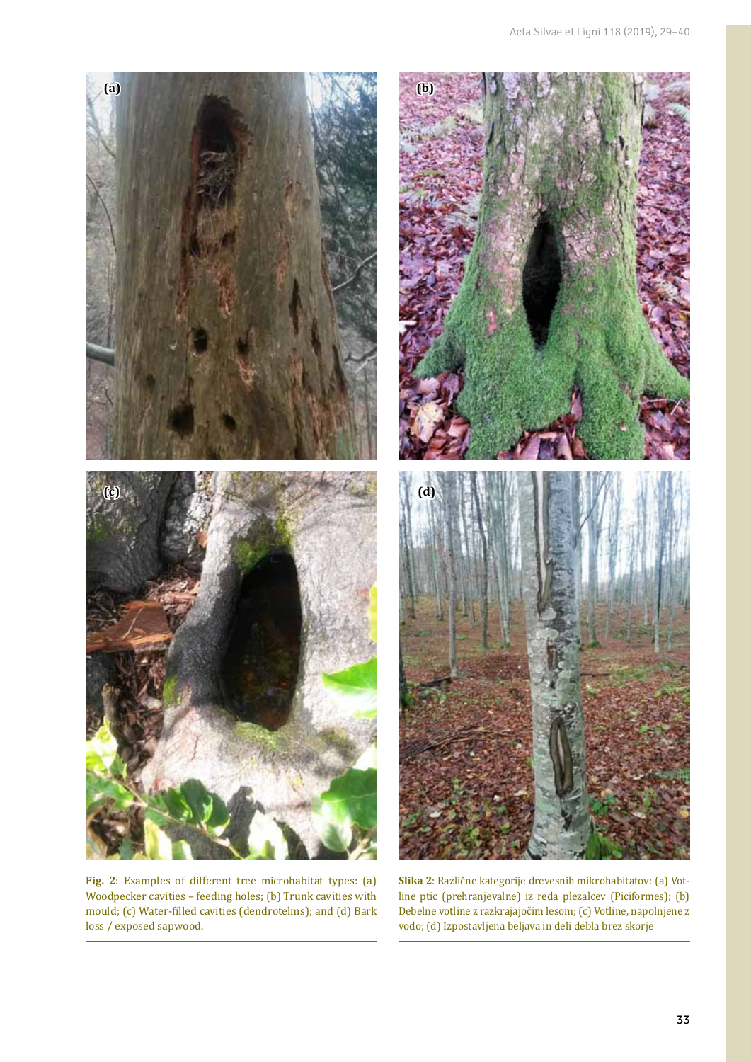**Fig. 2**: Examples of different tree microhabitat types: (a) Woodpecker cavities – feeding holes; (b) Trunk cavities with mould; (c) Water-filled cavities (dendrotelms); and (d) Bark loss / exposed sapwood.

**Slika 2**: Različne kategorije drevesnih mikrohabitatov: (a) Votline ptic (prehranjevalne) iz reda plezalcev (Piciformes); (b) Debelne votline z razkrajajočim lesom; (c) Votline, napolnjene z vodo; (d) Izpostavljena beljava in deli debla brez skorje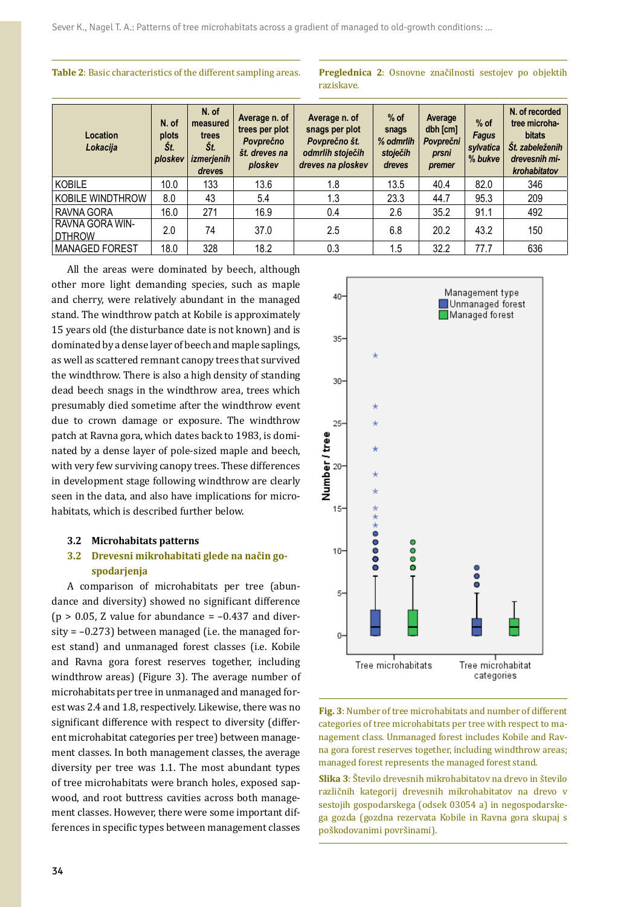**Table 2**: Basic characteristics of the different sampling areas.

**Preglednica 2**: Osnovne značilnosti sestojev po objektih raziskave.

| Location *Lokacija* | N. of plots *Št. ploskev* | N. of measured trees *Št. izmerjenih dreves* | Average n. of trees per plot *Povprečno št. dreves na ploskev* | Average n. of snags per plot *Povprečno št. odmrlih stoječih dreves na ploskev* | % of snags *% odmrlih stoječih dreves* | Average dbh [cm] *Povprečni prsni premer* | % of *Fagus sylvatica* *% bukve* | N. of recorded tree microhabitats *Št. zabeleženih drevesnih mikrohabitatov* |
|---|---|---|---|---|---|---|---|---|
| KOBILE | 10.0 | 133 | 13.6 | 1.8 | 13.5 | 40.4 | 82.0 | 346 |
| KOBILE WINDTHROW | 8.0 | 43 | 5.4 | 1.3 | 23.3 | 44.7 | 95.3 | 209 |
| RAVNA GORA | 16.0 | 271 | 16.9 | 0.4 | 2.6 | 35.2 | 91.1 | 492 |
| RAVNA GORA WINDTHROW | 2.0 | 74 | 37.0 | 2.5 | 6.8 | 20.2 | 43.2 | 150 |
| MANAGED FOREST | 18.0 | 328 | 18.2 | 0.3 | 1.5 | 32.2 | 77.7 | 636 |

All the areas were dominated by beech, although other more light demanding species, such as maple and cherry, were relatively abundant in the managed stand. The windthrow patch at Kobile is approximately 15 years old (the disturbance date is not known) and is dominated by a dense layer of beech and maple saplings, as well as scattered remnant canopy trees that survived the windthrow. There is also a high density of standing dead beech snags in the windthrow area, trees which presumably died sometime after the windthrow event due to crown damage or exposure. The windthrow patch at Ravna gora, which dates back to 1983, is dominated by a dense layer of pole-sized maple and beech, with very few surviving canopy trees. These differences in development stage following windthrow are clearly seen in the data, and also have implications for microhabitats, which is described further below.

### 3.2 Microhabitats patterns

### 3.2 Drevesni mikrohabitati glede na način gospodarjenja

A comparison of microhabitats per tree (abundance and diversity) showed no significant difference ($p > 0.05$, Z value for abundance = –0.437 and diversity = –0.273) between managed (i.e. the managed forest stand) and unmanaged forest classes (i.e. Kobile and Ravna gora forest reserves together, including windthrow areas) (Figure 3). The average number of microhabitats per tree in unmanaged and managed forest was 2.4 and 1.8, respectively. Likewise, there was no significant difference with respect to diversity (different microhabitat categories per tree) between management classes. In both management classes, the average diversity per tree was 1.1. The most abundant types of tree microhabitats were branch holes, exposed sapwood, and root buttress cavities across both management classes. However, there were some important differences in specific types between management classes

**Fig. 3**: Number of tree microhabitats and number of different categories of tree microhabitats per tree with respect to management class. Unmanaged forest includes Kobile and Ravna gora forest reserves together, including windthrow areas; managed forest represents the managed forest stand.

**Slika 3**: Število drevesnih mikrohabitatov na drevo in število različnih kategorij drevesnih mikrohabitatov na drevo v sestojih gospodarskega (odsek 03054 a) in negospodarskega gozda (gozdna rezervata Kobile in Ravna gora skupaj s poškodovanimi površinami).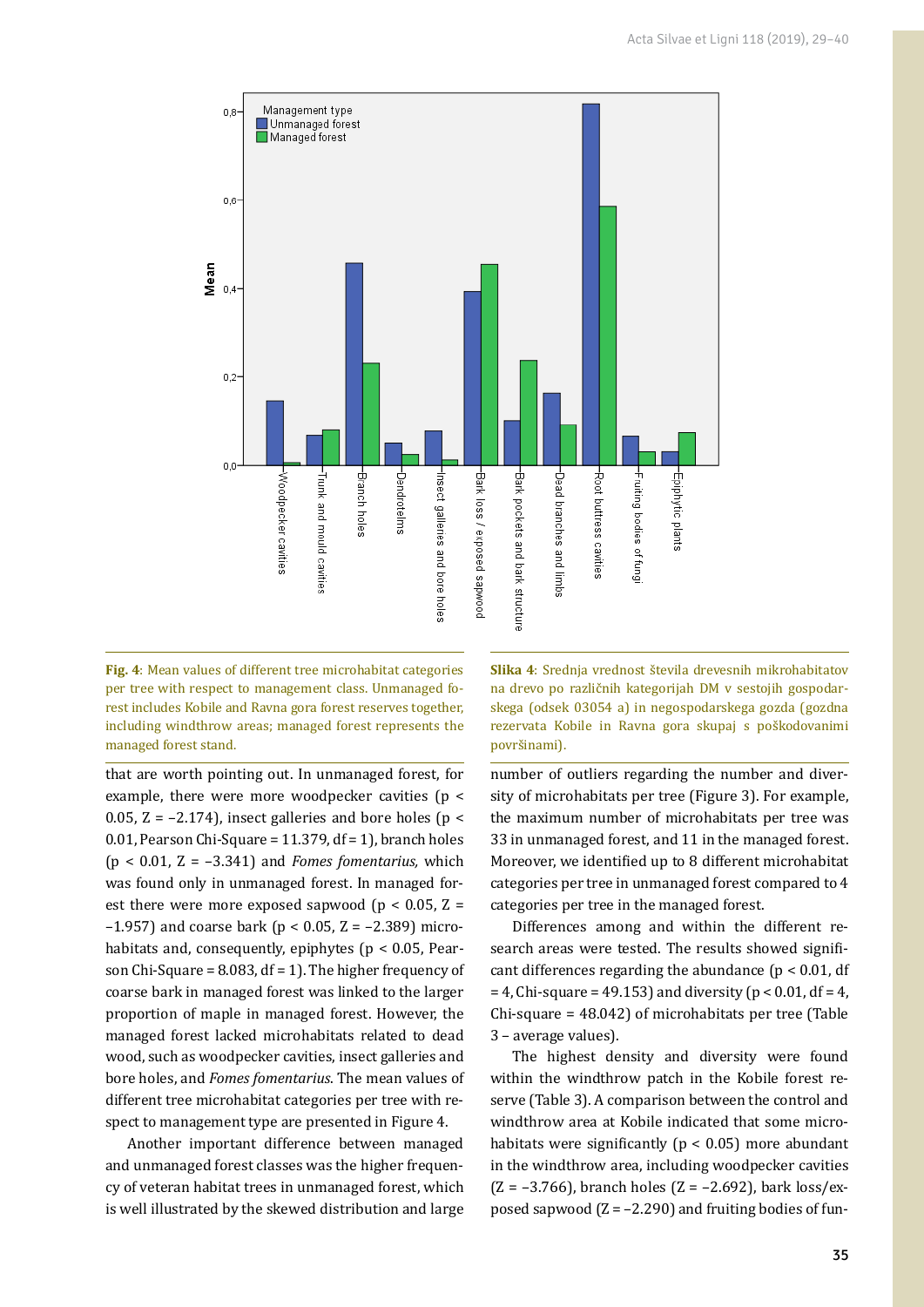**Fig. 4**: Mean values of different tree microhabitat categories per tree with respect to management class. Unmanaged forest includes Kobile and Ravna gora forest reserves together, including windthrow areas; managed forest represents the managed forest stand.

**Slika 4**: Srednja vrednost števila drevesnih mikrohabitatov na drevo po različnih kategorijah DM v sestojih gospodarskega (odsek 03054 a) in negospodarskega gozda (gozdna rezervata Kobile in Ravna gora skupaj s poškodovanimi površinami).

that are worth pointing out. In unmanaged forest, for example, there were more woodpecker cavities ($p < 0.05$, $Z = -2.174$), insect galleries and bore holes ($p < 0.01$, Pearson Chi-Square = 11.379, df = 1), branch holes ($p < 0.01$, $Z = -3.341$) and *Fomes fomentarius,* which was found only in unmanaged forest. In managed forest there were more exposed sapwood ($p < 0.05$, $Z = -1.957$) and coarse bark ($p < 0.05$, $Z = -2.389$) microhabitats and, consequently, epiphytes ($p < 0.05$, Pearson Chi-Square = 8.083, df = 1). The higher frequency of coarse bark in managed forest was linked to the larger proportion of maple in managed forest. However, the managed forest lacked microhabitats related to dead wood, such as woodpecker cavities, insect galleries and bore holes, and *Fomes fomentarius*. The mean values of different tree microhabitat categories per tree with respect to management type are presented in Figure 4.

Another important difference between managed and unmanaged forest classes was the higher frequency of veteran habitat trees in unmanaged forest, which is well illustrated by the skewed distribution and large number of outliers regarding the number and diversity of microhabitats per tree (Figure 3). For example, the maximum number of microhabitats per tree was 33 in unmanaged forest, and 11 in the managed forest. Moreover, we identified up to 8 different microhabitat categories per tree in unmanaged forest compared to 4 categories per tree in the managed forest.

Differences among and within the different research areas were tested. The results showed significant differences regarding the abundance ($p < 0.01$, df = 4, Chi-square = 49.153) and diversity ($p < 0.01$, df = 4, Chi-square = 48.042) of microhabitats per tree (Table 3 – average values).

The highest density and diversity were found within the windthrow patch in the Kobile forest reserve (Table 3). A comparison between the control and windthrow area at Kobile indicated that some microhabitats were significantly ($p < 0.05$) more abundant in the windthrow area, including woodpecker cavities ($Z = -3.766$), branch holes ($Z = -2.692$), bark loss/exposed sapwood ($Z = -2.290$) and fruiting bodies of fun-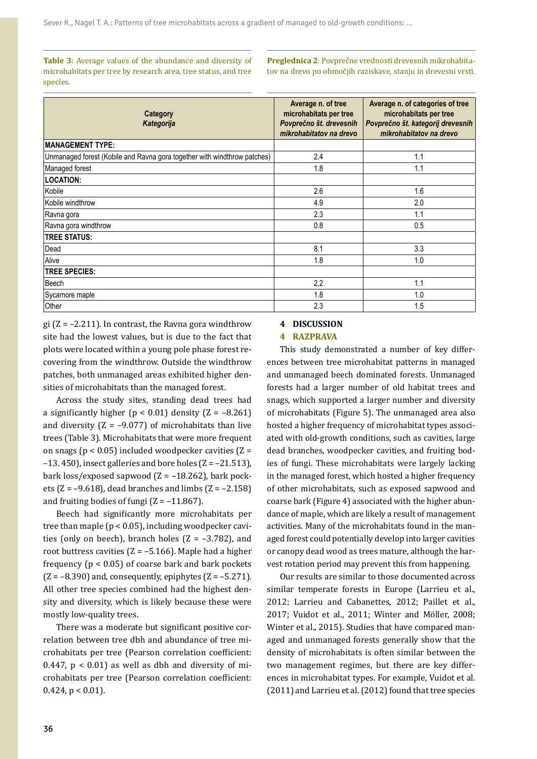**Table 3**: Average values of the abundance and diversity of microhabitats per tree by research area, tree status, and tree species.

**Preglednica 2**: Povprečne vrednosti drevesnih mikrohabitatov na drevo po območjih raziskave, stanju in drevesni vrsti.

| Category<br>*Kategorija* | Average n. of tree microhabitats per tree<br>*Povprečno št. drevesnih mikrohabitatov na drevo* | Average n. of categories of tree microhabitats per tree<br>*Povprečno št. kategorij drevesnih mikrohabitatov na drevo* |
|---|---|---|
| **MANAGEMENT TYPE:** | | |
| Unmanaged forest (Kobile and Ravna gora together with windthrow patches) | 2.4 | 1.1 |
| Managed forest | 1.8 | 1.1 |
| **LOCATION:** | | |
| Kobile | 2.6 | 1.6 |
| Kobile windthrow | 4.9 | 2.0 |
| Ravna gora | 2.3 | 1.1 |
| Ravna gora windthrow | 0.8 | 0.5 |
| **TREE STATUS:** | | |
| Dead | 8.1 | 3.3 |
| Alive | 1.8 | 1.0 |
| **TREE SPECIES:** | | |
| Beech | 2.2 | 1.1 |
| Sycamore maple | 1.8 | 1.0 |
| Other | 2.3 | 1.5 |

gi ($Z = -2.211$). In contrast, the Ravna gora windthrow site had the lowest values, but is due to the fact that plots were located within a young pole phase forest recovering from the windthrow. Outside the windthrow patches, both unmanaged areas exhibited higher densities of microhabitats than the managed forest.

Across the study sites, standing dead trees had a significantly higher ($p < 0.01$) density ($Z = -8.261$) and diversity ($Z = -9.077$) of microhabitats than live trees (Table 3). Microhabitats that were more frequent on snags ($p < 0.05$) included woodpecker cavities ($Z = -13.450$), insect galleries and bore holes ($Z = -21.513$), bark loss/exposed sapwood ($Z = -18.262$), bark pockets ($Z = -9.618$), dead branches and limbs ($Z = -2.158$) and fruiting bodies of fungi ($Z = -11.867$).

Beech had significantly more microhabitats per tree than maple ($p < 0.05$), including woodpecker cavities (only on beech), branch holes ($Z = -3.782$), and root buttress cavities ($Z = -5.166$). Maple had a higher frequency ($p < 0.05$) of coarse bark and bark pockets ($Z = -8.390$) and, consequently, epiphytes ($Z = -5.271$). All other tree species combined had the highest density and diversity, which is likely because these were mostly low-quality trees.

There was a moderate but significant positive correlation between tree dbh and abundance of tree microhabitats per tree (Pearson correlation coefficient: 0.447, $p < 0.01$) as well as dbh and diversity of microhabitats per tree (Pearson correlation coefficient: 0.424, $p < 0.01$).

## 4 DISCUSSION

## 4 RAZPRAVA

This study demonstrated a number of key differences between tree microhabitat patterns in managed and unmanaged beech dominated forests. Unmanaged forests had a larger number of old habitat trees and snags, which supported a larger number and diversity of microhabitats (Figure 5). The unmanaged area also hosted a higher frequency of microhabitat types associated with old-growth conditions, such as cavities, large dead branches, woodpecker cavities, and fruiting bodies of fungi. These microhabitats were largely lacking in the managed forest, which hosted a higher frequency of other microhabitats, such as exposed sapwood and coarse bark (Figure 4) associated with the higher abundance of maple, which are likely a result of management activities. Many of the microhabitats found in the managed forest could potentially develop into larger cavities or canopy dead wood as trees mature, although the harvest rotation period may prevent this from happening.

Our results are similar to those documented across similar temperate forests in Europe (Larrieu et al., 2012; Larrieu and Cabanettes, 2012; Paillet et al., 2017; Vuidot et al., 2011; Winter and Möller, 2008; Winter et al., 2015). Studies that have compared managed and unmanaged forests generally show that the density of microhabitats is often similar between the two management regimes, but there are key differences in microhabitat types. For example, Vuidot et al. (2011) and Larrieu et al. (2012) found that tree species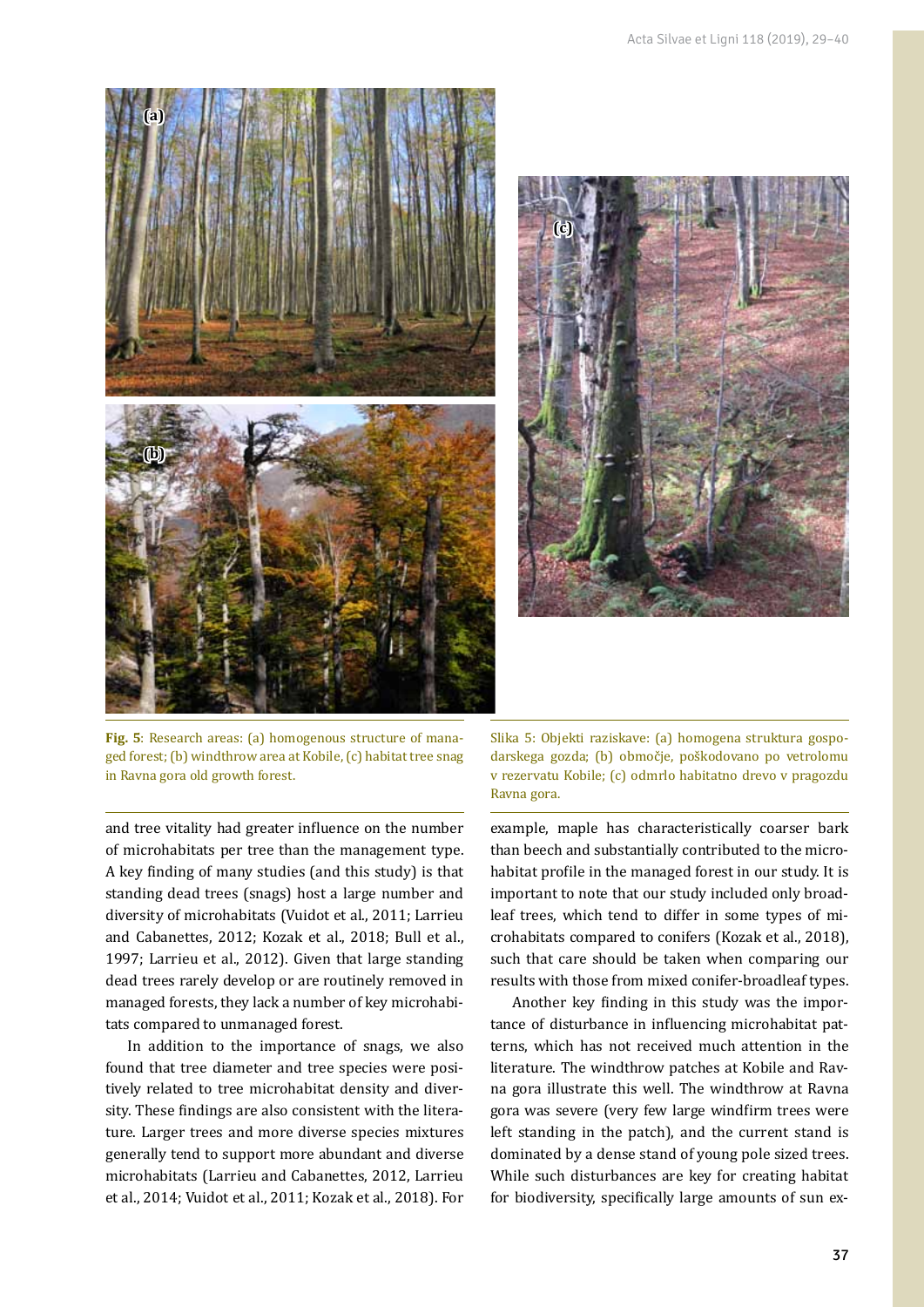**Fig. 5**: Research areas: (a) homogenous structure of managed forest; (b) windthrow area at Kobile, (c) habitat tree snag in Ravna gora old growth forest.

Slika 5: Objekti raziskave: (a) homogena struktura gospodarskega gozda; (b) območje, poškodovano po vetrolomu v rezervatu Kobile; (c) odmrlo habitatno drevo v pragozdu Ravna gora.

and tree vitality had greater influence on the number of microhabitats per tree than the management type. A key finding of many studies (and this study) is that standing dead trees (snags) host a large number and diversity of microhabitats (Vuidot et al., 2011; Larrieu and Cabanettes, 2012; Kozak et al., 2018; Bull et al., 1997; Larrieu et al., 2012). Given that large standing dead trees rarely develop or are routinely removed in managed forests, they lack a number of key microhabitats compared to unmanaged forest.

In addition to the importance of snags, we also found that tree diameter and tree species were positively related to tree microhabitat density and diversity. These findings are also consistent with the literature. Larger trees and more diverse species mixtures generally tend to support more abundant and diverse microhabitats (Larrieu and Cabanettes, 2012, Larrieu et al., 2014; Vuidot et al., 2011; Kozak et al., 2018). For example, maple has characteristically coarser bark than beech and substantially contributed to the microhabitat profile in the managed forest in our study. It is important to note that our study included only broadleaf trees, which tend to differ in some types of microhabitats compared to conifers (Kozak et al., 2018), such that care should be taken when comparing our results with those from mixed conifer-broadleaf types.

Another key finding in this study was the importance of disturbance in influencing microhabitat patterns, which has not received much attention in the literature. The windthrow patches at Kobile and Ravna gora illustrate this well. The windthrow at Ravna gora was severe (very few large windfirm trees were left standing in the patch), and the current stand is dominated by a dense stand of young pole sized trees. While such disturbances are key for creating habitat for biodiversity, specifically large amounts of sun ex-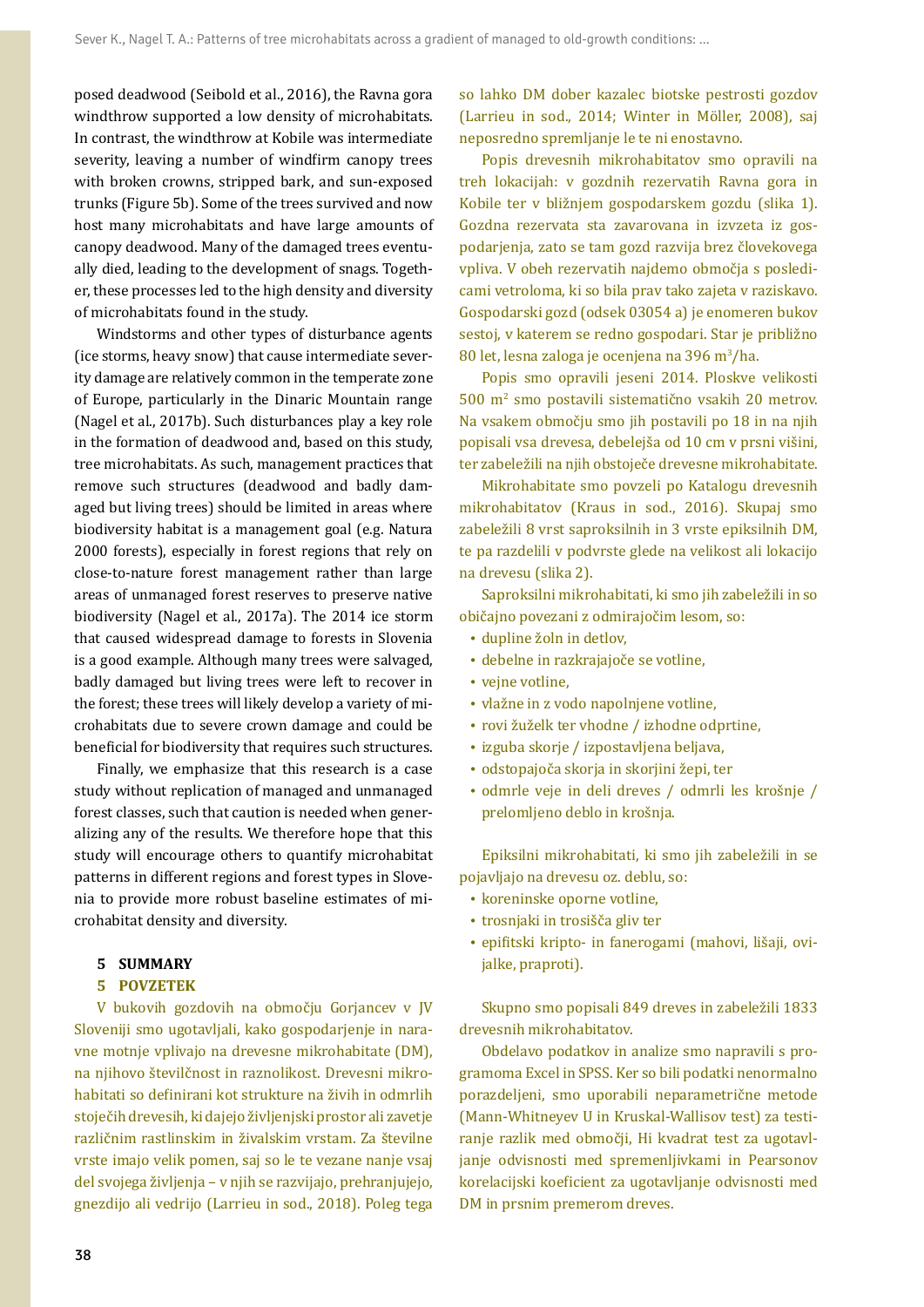posed deadwood (Seibold et al., 2016), the Ravna gora windthrow supported a low density of microhabitats. In contrast, the windthrow at Kobile was intermediate severity, leaving a number of windfirm canopy trees with broken crowns, stripped bark, and sun-exposed trunks (Figure 5b). Some of the trees survived and now host many microhabitats and have large amounts of canopy deadwood. Many of the damaged trees eventually died, leading to the development of snags. Together, these processes led to the high density and diversity of microhabitats found in the study.

Windstorms and other types of disturbance agents (ice storms, heavy snow) that cause intermediate severity damage are relatively common in the temperate zone of Europe, particularly in the Dinaric Mountain range (Nagel et al., 2017b). Such disturbances play a key role in the formation of deadwood and, based on this study, tree microhabitats. As such, management practices that remove such structures (deadwood and badly damaged but living trees) should be limited in areas where biodiversity habitat is a management goal (e.g. Natura 2000 forests), especially in forest regions that rely on close-to-nature forest management rather than large areas of unmanaged forest reserves to preserve native biodiversity (Nagel et al., 2017a). The 2014 ice storm that caused widespread damage to forests in Slovenia is a good example. Although many trees were salvaged, badly damaged but living trees were left to recover in the forest; these trees will likely develop a variety of microhabitats due to severe crown damage and could be beneficial for biodiversity that requires such structures.

Finally, we emphasize that this research is a case study without replication of managed and unmanaged forest classes, such that caution is needed when generalizing any of the results. We therefore hope that this study will encourage others to quantify microhabitat patterns in different regions and forest types in Slovenia to provide more robust baseline estimates of microhabitat density and diversity.

## 5 SUMMARY

## 5 POVZETEK

V bukovih gozdovih na območju Gorjancev v JV Sloveniji smo ugotavljali, kako gospodarjenje in naravne motnje vplivajo na drevesne mikrohabitate (DM), na njihovo številčnost in raznolikost. Drevesni mikrohabitati so definirani kot strukture na živih in odmrlih stoječih drevesih, ki dajejo življenjski prostor ali zavetje različnim rastlinskim in živalskim vrstam. Za številne vrste imajo velik pomen, saj so le te vezane nanje vsaj del svojega življenja – v njih se razvijajo, prehranjujejo, gnezdijo ali vedrijo (Larrieu in sod., 2018). Poleg tega so lahko DM dober kazalec biotske pestrosti gozdov (Larrieu in sod., 2014; Winter in Möller, 2008), saj neposredno spremljanje le te ni enostavno.

Popis drevesnih mikrohabitatov smo opravili na treh lokacijah: v gozdnih rezervatih Ravna gora in Kobile ter v bližnjem gospodarskem gozdu (slika 1). Gozdna rezervata sta zavarovana in izvzeta iz gospodarjenja, zato se tam gozd razvija brez človekovega vpliva. V obeh rezervatih najdemo območja s posledicami vetroloma, ki so bila prav tako zajeta v raziskavo. Gospodarski gozd (odsek 03054 a) je enomeren bukov sestoj, v katerem se redno gospodari. Star je približno 80 let, lesna zaloga je ocenjena na 396 m$^3$/ha.

Popis smo opravili jeseni 2014. Ploskve velikosti 500 m$^2$ smo postavili sistematično vsakih 20 metrov. Na vsakem območju smo jih postavili po 18 in na njih popisali vsa drevesa, debelejša od 10 cm v prsni višini, ter zabeležili na njih obstoječe drevesne mikrohabitate.

Mikrohabitate smo povzeli po Katalogu drevesnih mikrohabitatov (Kraus in sod., 2016). Skupaj smo zabeležili 8 vrst saproksilnih in 3 vrste epiksilnih DM, te pa razdelili v podvrste glede na velikost ali lokacijo na drevesu (slika 2).

Saproksilni mikrohabitati, ki smo jih zabeležili in so običajno povezani z odmirajočim lesom, so:

- dupline žoln in detlov,
- debelne in razkrajajoče se votline,
- vejne votline,
- vlažne in z vodo napolnjene votline,
- rovi žuželk ter vhodne / izhodne odprtine,
- izguba skorje / izpostavljena beljava,
- odstopajoča skorja in skorjini žepi, ter
- odmrle veje in deli dreves / odmrli les krošnje / prelomljeno deblo in krošnja.

Epiksilni mikrohabitati, ki smo jih zabeležili in se pojavljajo na drevesu oz. deblu, so:

- koreninske oporne votline,
- trosnjaki in trosišča gliv ter
- epifitski kripto- in fanerogami (mahovi, lišaji, ovijalke, praproti).

Skupno smo popisali 849 dreves in zabeležili 1833 drevesnih mikrohabitatov.

Obdelavo podatkov in analize smo napravili s programoma Excel in SPSS. Ker so bili podatki nenormalno porazdeljeni, smo uporabili neparametrične metode (Mann-Whitneyev U in Kruskal-Wallisov test) za testiranje razlik med območji, Hi kvadrat test za ugotavljanje odvisnosti med spremenljivkami in Pearsonov korelacijski koeficient za ugotavljanje odvisnosti med DM in prsnim premerom dreves.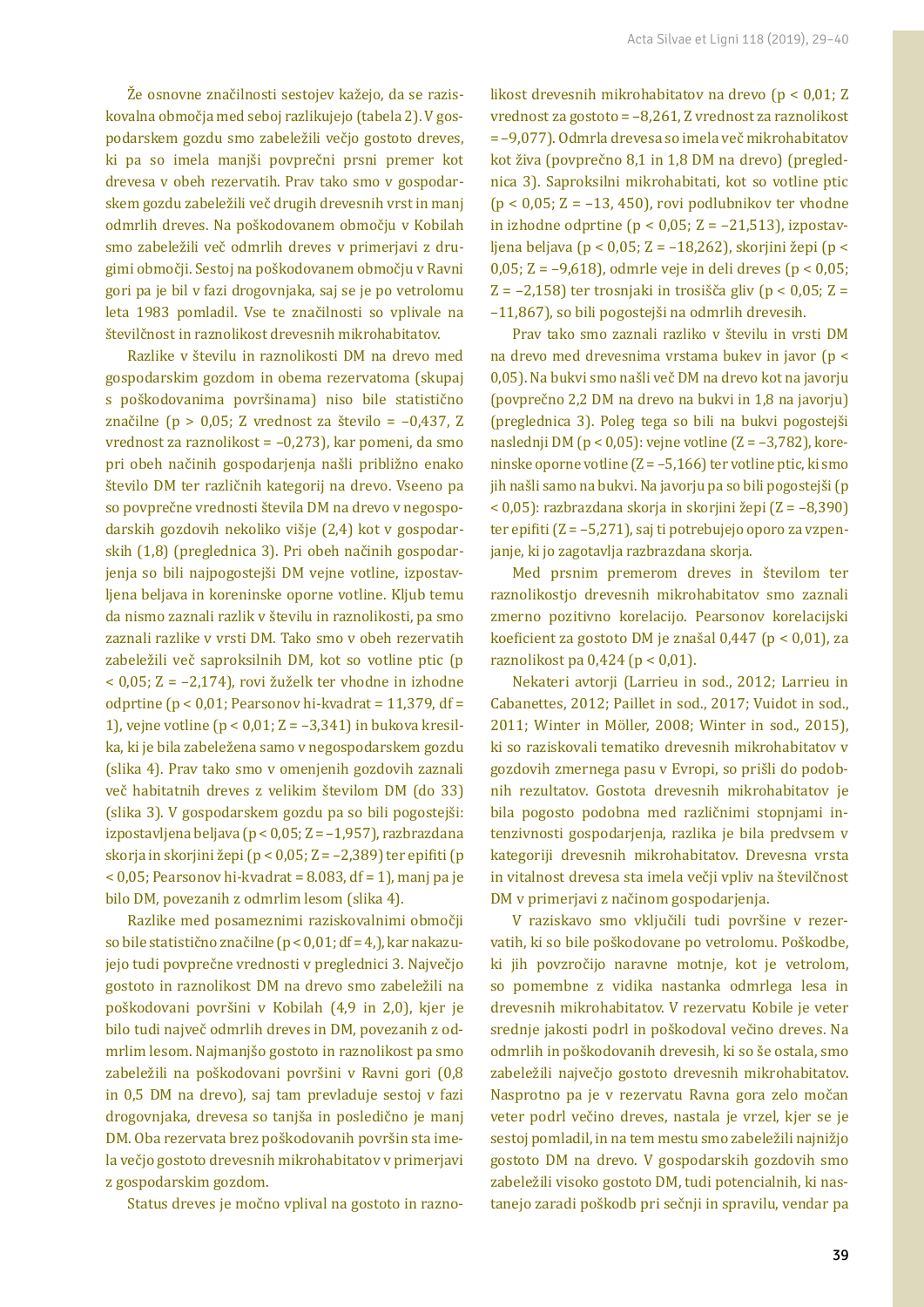Že osnovne značilnosti sestojev kažejo, da se raziskovalna območja med seboj razlikujejo (tabela 2). V gospodarskem gozdu smo zabeležili večjo gostoto dreves, ki pa so imela manjši povprečni prsni premer kot drevesa v obeh rezervatih. Prav tako smo v gospodarskem gozdu zabeležili več drugih drevesnih vrst in manj odmrlih dreves. Na poškodovanem območju v Kobilah smo zabeležili več odmrlih dreves v primerjavi z drugimi območji. Sestoj na poškodovanem območju v Ravni gori pa je bil v fazi drogovnjaka, saj se je po vetrolomu leta 1983 pomladil. Vse te značilnosti so vplivale na številčnost in raznolikost drevesnih mikrohabitatov.

Razlike v številu in raznolikosti DM na drevo med gospodarskim gozdom in obema rezervatoma (skupaj s poškodovanima površinama) niso bile statistično značilne ($p > 0,05$; Z vrednost za število = –0,437, Z vrednost za raznolikost = –0,273), kar pomeni, da smo pri obeh načinih gospodarjenja našli približno enako število DM ter različnih kategorij na drevo. Vseeno pa so povprečne vrednosti števila DM na drevo v negospodarskih gozdovih nekoliko višje (2,4) kot v gospodarskih (1,8) (preglednica 3). Pri obeh načinih gospodarjenja so bili najpogostejši DM vejne votline, izpostavljena beljava in koreninske oporne votline. Kljub temu da nismo zaznali razlik v številu in raznolikosti, pa smo zaznali razlike v vrsti DM. Tako smo v obeh rezervatih zabeležili več saproksilnih DM, kot so votline ptic ($p < 0,05$; Z = –2,174), rovi žuželk ter vhodne in izhodne odprtine ($p < 0,01$; Pearsonov hi-kvadrat = 11,379, df = 1), vejne votline ($p < 0,01$; Z = –3,341) in bukova kresilka, ki je bila zabeležena samo v negospodarskem gozdu (slika 4). Prav tako smo v omenjenih gozdovih zaznali več habitatnih dreves z velikim številom DM (do 33) (slika 3). V gospodarskem gozdu pa so bili pogostejši: izpostavljena beljava ($p < 0,05$; Z = –1,957), razbrazdana skorja in skorjini žepi ($p < 0,05$; Z = –2,389) ter epifiti ($p < 0,05$; Pearsonov hi-kvadrat = 8.083, df = 1), manj pa je bilo DM, povezanih z odmrlim lesom (slika 4).

Razlike med posameznimi raziskovalnimi območji so bile statistično značilne ($p < 0,01$; df = 4,), kar nakazujejo tudi povprečne vrednosti v preglednici 3. Največjo gostoto in raznolikost DM na drevo smo zabeležili na poškodovani površini v Kobilah (4,9 in 2,0), kjer je bilo tudi največ odmrlih dreves in DM, povezanih z odmrlim lesom. Najmanjšo gostoto in raznolikost pa smo zabeležili na poškodovani površini v Ravni gori (0,8 in 0,5 DM na drevo), saj tam prevladuje sestoj v fazi drogovnjaka, drevesa so tanjša in posledično je manj DM. Oba rezervata brez poškodovanih površin sta imela večjo gostoto drevesnih mikrohabitatov v primerjavi z gospodarskim gozdom.

Status dreves je močno vplival na gostoto in raznolikost drevesnih mikrohabitatov na drevo ($p < 0,01$; Z vrednost za gostoto = –8,261, Z vrednost za raznolikost = –9,077). Odmrla drevesa so imela več mikrohabitatov kot živa (povprečno 8,1 in 1,8 DM na drevo) (preglednica 3). Saproksilni mikrohabitati, kot so votline ptic ($p < 0,05$; Z = –13, 450), rovi podlubnikov ter vhodne in izhodne odprtine ($p < 0,05$; Z = –21,513), izpostavljena beljava ($p < 0,05$; Z = –18,262), skorjini žepi ($p < 0,05$; Z = –9,618), odmrle veje in deli dreves ($p < 0,05$; Z = –2,158) ter trosnjaki in trosišča gliv ($p < 0,05$; Z = –11,867), so bili pogostejši na odmrlih drevesih.

Prav tako smo zaznali razliko v številu in vrsti DM na drevo med drevesnima vrstama bukev in javor ($p < 0,05$). Na bukvi smo našli več DM na drevo kot na javorju (povprečno 2,2 DM na drevo na bukvi in 1,8 na javorju) (preglednica 3). Poleg tega so bili na bukvi pogostejši naslednji DM ($p < 0,05$): vejne votline (Z = –3,782), koreninske oporne votline (Z = –5,166) ter votline ptic, ki smo jih našli samo na bukvi. Na javorju pa so bili pogostejši ($p < 0,05$): razbrazdana skorja in skorjini žepi (Z = –8,390) ter epifiti (Z = –5,271), saj ti potrebujejo oporo za vzpenjanje, ki jo zagotavlja razbrazdana skorja.

Med prsnim premerom dreves in številom ter raznolikostjo drevesnih mikrohabitatov smo zaznali zmerno pozitivno korelacijo. Pearsonov korelacijski koeficient za gostoto DM je znašal 0,447 ($p < 0,01$), za raznolikost pa 0,424 ($p < 0,01$).

Nekateri avtorji (Larrieu in sod., 2012; Larrieu in Cabanettes, 2012; Paillet in sod., 2017; Vuidot in sod., 2011; Winter in Möller, 2008; Winter in sod., 2015), ki so raziskovali tematiko drevesnih mikrohabitatov v gozdovih zmernega pasu v Evropi, so prišli do podobnih rezultatov. Gostota drevesnih mikrohabitatov je bila pogosto podobna med različnimi stopnjami intenzivnosti gospodarjenja, razlika je bila predvsem v kategoriji drevesnih mikrohabitatov. Drevesna vrsta in vitalnost drevesa sta imela večji vpliv na številčnost DM v primerjavi z načinom gospodarjenja.

V raziskavo smo vključili tudi površine v rezervatih, ki so bile poškodovane po vetrolomu. Poškodbe, ki jih povzročijo naravne motnje, kot je vetrolom, so pomembne z vidika nastanka odmrlega lesa in drevesnih mikrohabitatov. V rezervatu Kobile je veter srednje jakosti podrl in poškodoval večino dreves. Na odmrlih in poškodovanih drevesih, ki so še ostala, smo zabeležili največjo gostoto drevesnih mikrohabitatov. Nasprotno pa je v rezervatu Ravna gora zelo močan veter podrl večino dreves, nastala je vrzel, kjer se je sestoj pomladil, in na tem mestu smo zabeležili najnižjo gostoto DM na drevo. V gospodarskih gozdovih smo zabeležili visoko gostoto DM, tudi potencialnih, ki nastanejo zaradi poškodb pri sečnji in spravilu, vendar pa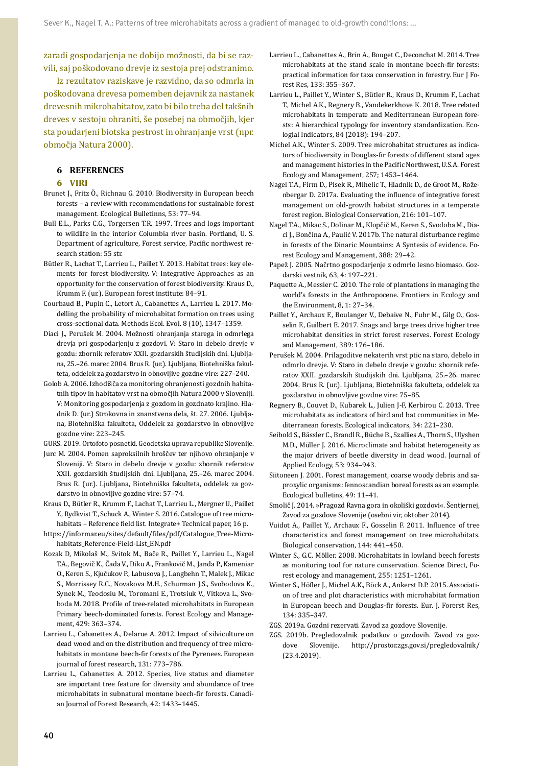zaradi gospodarjenja ne dobijo možnosti, da bi se razvili, saj poškodovano drevje iz sestoja prej odstranimo.

Iz rezultatov raziskave je razvidno, da so odmrla in poškodovana drevesa pomemben dejavnik za nastanek drevesnih mikrohabitatov, zato bi bilo treba del takšnih dreves v sestoju ohraniti, še posebej na območjih, kjer sta poudarjeni biotska pestrost in ohranjanje vrst (npr. območja Natura 2000).

## 6 REFERENCES

## 6 VIRI

Brunet J., Fritz Ö., Richnau G. 2010. Biodiversity in European beech forests – a review with recommendations for sustainable forest management. Ecological Bulletinns, 53: 77–94.

Bull E.L., Parks C.G., Torgersen T.R. 1997. Trees and logs important to wildlife in the interior Columbia river basin. Portland, U. S. Department of agriculture, Forest service, Pacific northwest research station: 55 str.

Bütler R., Lachat T., Larrieu L., Paillet Y. 2013. Habitat trees: key elements for forest biodiversity. V: Integrative Approaches as an opportunity for the conservation of forest biodiversity. Kraus D., Krumm F. (ur.). European forest institute: 84–91.

Courbaud B., Pupin C., Letort A., Cabanettes A., Larrieu L. 2017. Modelling the probability of microhabitat formation on trees using cross-sectional data. Methods Ecol. Evol. 8 (10), 1347–1359.

Diaci J., Perušek M. 2004. Možnosti ohranjanja starega in odmrlega drevja pri gospodarjenju z gozdovi. V: Staro in debelo drevje v gozdu: zbornik referatov XXII. gozdarskih študijskih dni. Ljubljana, 25.–26. marec 2004. Brus R. (ur.). Ljubljana, Biotehniška fakulteta, oddelek za gozdarstvo in obnovljive gozdne vire: 227–240.

Golob A. 2006. Izhodišča za monitoring ohranjenosti gozdnih habitatnih tipov in habitatov vrst na območjih Natura 2000 v Sloveniji. V: Monitoring gospodarjenja z gozdom in gozdnato krajino. Hladnik D. (ur.) Strokovna in znanstvena dela, št. 27. 2006. Ljubljana, Biotehniška fakulteta, Oddelek za gozdarstvo in obnovljive gozdne vire: 223–245.

GURS. 2019. Ortofoto posnetki. Geodetska uprava republike Slovenije.

Jurc M. 2004. Pomen saproksilnih hroščev ter njihovo ohranjanje v Sloveniji. V: Staro in debelo drevje v gozdu: zbornik referatov XXII. gozdarskih študijskih dni. Ljubljana, 25.–26. marec 2004. Brus R. (ur.). Ljubljana, Biotehniška fakulteta, oddelek za gozdarstvo in obnovljive gozdne vire: 57–74.

Kraus D., Bütler R., Krumm F., Lachat T., Larrieu L., Mergner U., Paillet Y., Rydkvist T., Schuck A., Winter S. 2016. Catalogue of tree microhabitats – Reference field list. Integrate+ Technical paper, 16 p.

https://informar.eu/sites/default/files/pdf/Catalogue_Tree-Microhabitats_Reference-Field-List_EN.pdf

Kozak D, Mikolaš M., Svitok M., Bače R., Paillet Y., Larrieu L., Nagel T.A., Begovič K., Čada V., Diku A., Frankovič M., Janda P., Kameniar O., Keren S., Kjučukov P., Labusova J., Langbehn T., Malek J., Mikac S., Morrissey R.C., Novakova M.H., Schurman J.S., Svobodova K., Synek M., Teodosiu M., Toromani E., Trotsiuk V., Vitkova L., Svoboda M. 2018. Profile of tree-related microhabitats in European Primary beech-dominated forests. Forest Ecology and Management, 429: 363–374.

Larrieu L., Cabanettes A., Delarue A. 2012. Impact of silviculture on dead wood and on the distribution and frequency of tree microhabitats in montane beech-fir forests of the Pyrenees. European journal of forest research, 131: 773–786.

Larrieu L., Cabanettes A. 2012. Species, live status and diameter are important tree feature for diversity and abundance of tree microhabitats in subnatural montane beech-fir forests. Canadian Journal of Forest Research, 42: 1433–1445.

Larrieu L., Cabanettes A., Brin A., Bouget C., Deconchat M. 2014. Tree microhabitats at the stand scale in montane beech-fir forests: practical information for taxa conservation in forestry. Eur J Forest Res, 133: 355–367.

Larrieu L., Paillet Y., Winter S., Bütler R., Kraus D., Krumm F., Lachat T., Michel A.K., Regnery B., Vandekerkhove K. 2018. Tree related microhabitats in temperate and Mediterranean European forests: A hierarchical typology for inventory standardization. Ecologial Indicators, 84 (2018): 194–207.

Michel A.K., Winter S. 2009. Tree microhabitat structures as indicators of biodiversity in Douglas-fir forests of different stand ages and management histories in the Pacific Northwest, U.S.A. Forest Ecology and Management, 257; 1453–1464.

Nagel T.A., Firm D., Pisek R., Mihelic T., Hladnik D., de Groot M., Rozenbergar D. 2017a. Evaluating the influence of integrative forest management on old-growth habitat structures in a temperate forest region. Biological Conservation, 216: 101–107.

Nagel T.A., Mikac S., Dolinar M., Klopčič M., Keren S., Svodoba M., Diaci J., Bončina A., Paulić V. 2017b. The natural disturbance regime in forests of the Dinaric Mountains: A Syntesis of evidence. Forest Ecology and Management, 388: 29–42.

Papež J. 2005. Načrtno gospodarjenje z odmrlo lesno biomaso. Gozdarski vestnik, 63, 4: 197–221.

Paquette A., Messier C. 2010. The role of plantations in managing the world's forests in the Anthropocene. Frontiers in Ecology and the Environment, 8, 1: 27–34.

Paillet Y., Archaux F., Boulanger V., Debaive N., Fuhr M., Gilg O., Gosselin F., Guilbert E. 2017. Snags and large trees drive higher tree microhabitat densities in strict forest reserves. Forest Ecology and Management, 389: 176–186.

Perušek M. 2004. Prilagoditve nekaterih vrst ptic na staro, debelo in odmrlo drevje. V: Staro in debelo drevje v gozdu: zbornik referatov XXII. gozdarskih študijskih dni. Ljubljana, 25.–26. marec 2004. Brus R. (ur.). Ljubljana, Biotehniška fakulteta, oddelek za gozdarstvo in obnovljive gozdne vire: 75–85.

Regnery B., Couvet D., Kubarek L., Julien J-F, Kerbirou C. 2013. Tree microhabitats as indicators of bird and bat communities in Mediterranean forests. Ecological indicators, 34: 221–230.

Seibold S., Bässler C., Brandl R., Büche B., Szallies A., Thorn S., Ulyshen M.D., Müller J. 2016. Microclimate and habitat heterogeneity as the major drivers of beetle diversity in dead wood. Journal of Applied Ecology, 53: 934–943.

Siitoneen J. 2001. Forest management, coarse woody debris and saproxylic organisms: fennoscandian boreal forests as an example. Ecological bulletins, 49: 11–41.

Smolič J. 2014. »Pragozd Ravna gora in okoliški gozdovi«. Šentjernej, Zavod za gozdove Slovenije (osebni vir, oktober 2014).

Vuidot A., Paillet Y., Archaux F., Gosselin F. 2011. Influence of tree characteristics and forest management on tree microhabitats. Biological conservation, 144: 441–450.

Winter S., G.C. Möller. 2008. Microhabitats in lowland beech forests as monitoring tool for nature conservation. Science Direct, Forest ecology and management, 255: 1251–1261.

Winter S., Höfler J., Michel A.K., Böck A., Ankerst D.P. 2015. Association of tree and plot characteristics with microhabitat formation in European beech and Douglas-fir forests. Eur. J. Forerst Res, 134: 335–347.

ZGS. 2019a. Gozdni rezervati. Zavod za gozdove Slovenije.

ZGS. 2019b. Pregledovalnik podatkov o gozdovih. Zavod za gozdove Slovenije. http://prostor.zgs.gov.si/pregledovalnik/ (23.4.2019).